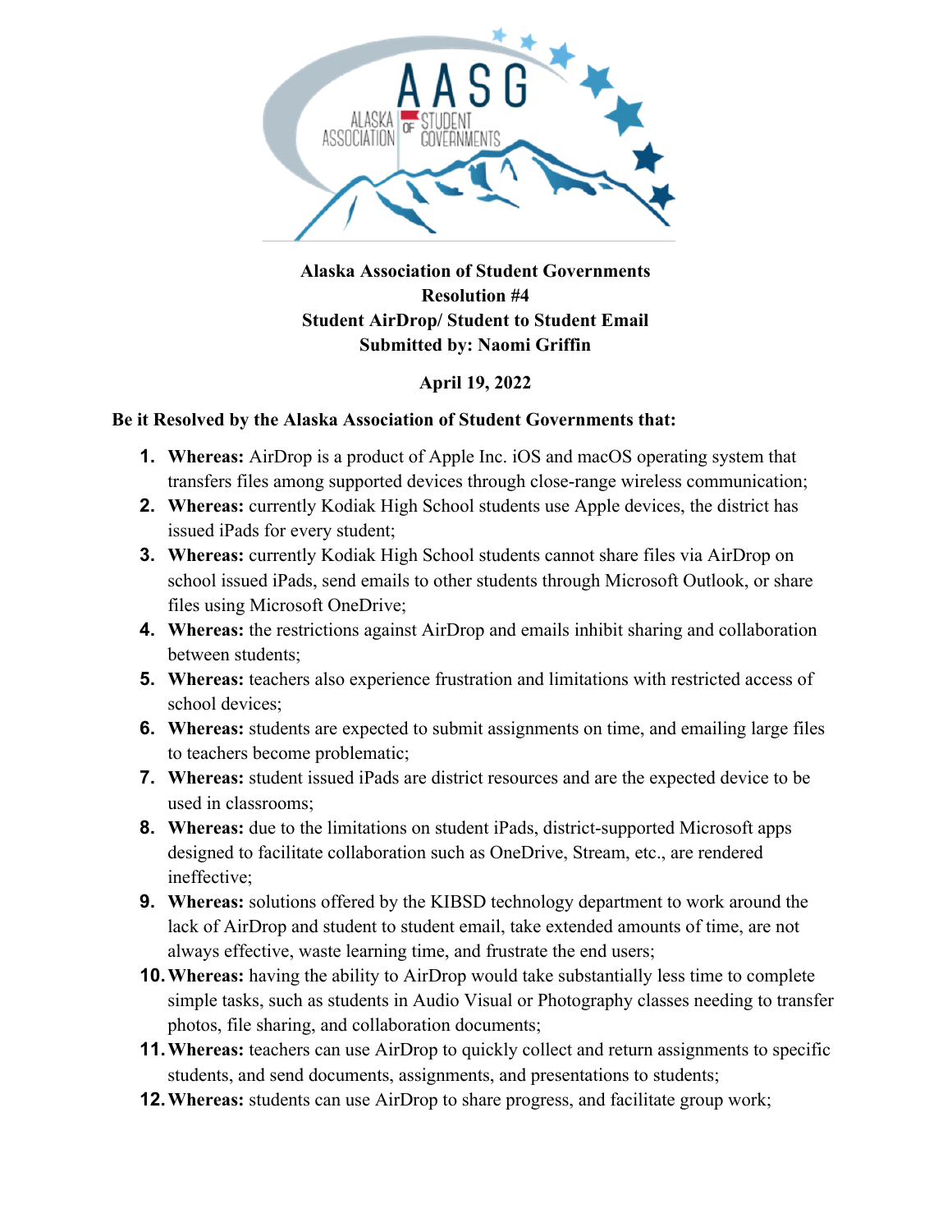**Alaska Association of Student Governments**
**Resolution #4**
**Student AirDrop/ Student to Student Email**
**Submitted by: Naomi Griffin**

**April 19, 2022**

**Be it Resolved by the Alaska Association of Student Governments that:**

1. **Whereas:** AirDrop is a product of Apple Inc. iOS and macOS operating system that transfers files among supported devices through close-range wireless communication;
2. **Whereas:** currently Kodiak High School students use Apple devices, the district has issued iPads for every student;
3. **Whereas:** currently Kodiak High School students cannot share files via AirDrop on school issued iPads, send emails to other students through Microsoft Outlook, or share files using Microsoft OneDrive;
4. **Whereas:** the restrictions against AirDrop and emails inhibit sharing and collaboration between students;
5. **Whereas:** teachers also experience frustration and limitations with restricted access of school devices;
6. **Whereas:** students are expected to submit assignments on time, and emailing large files to teachers become problematic;
7. **Whereas:** student issued iPads are district resources and are the expected device to be used in classrooms;
8. **Whereas:** due to the limitations on student iPads, district-supported Microsoft apps designed to facilitate collaboration such as OneDrive, Stream, etc., are rendered ineffective;
9. **Whereas:** solutions offered by the KIBSD technology department to work around the lack of AirDrop and student to student email, take extended amounts of time, are not always effective, waste learning time, and frustrate the end users;
10. **Whereas:** having the ability to AirDrop would take substantially less time to complete simple tasks, such as students in Audio Visual or Photography classes needing to transfer photos, file sharing, and collaboration documents;
11. **Whereas:** teachers can use AirDrop to quickly collect and return assignments to specific students, and send documents, assignments, and presentations to students;
12. **Whereas:** students can use AirDrop to share progress, and facilitate group work;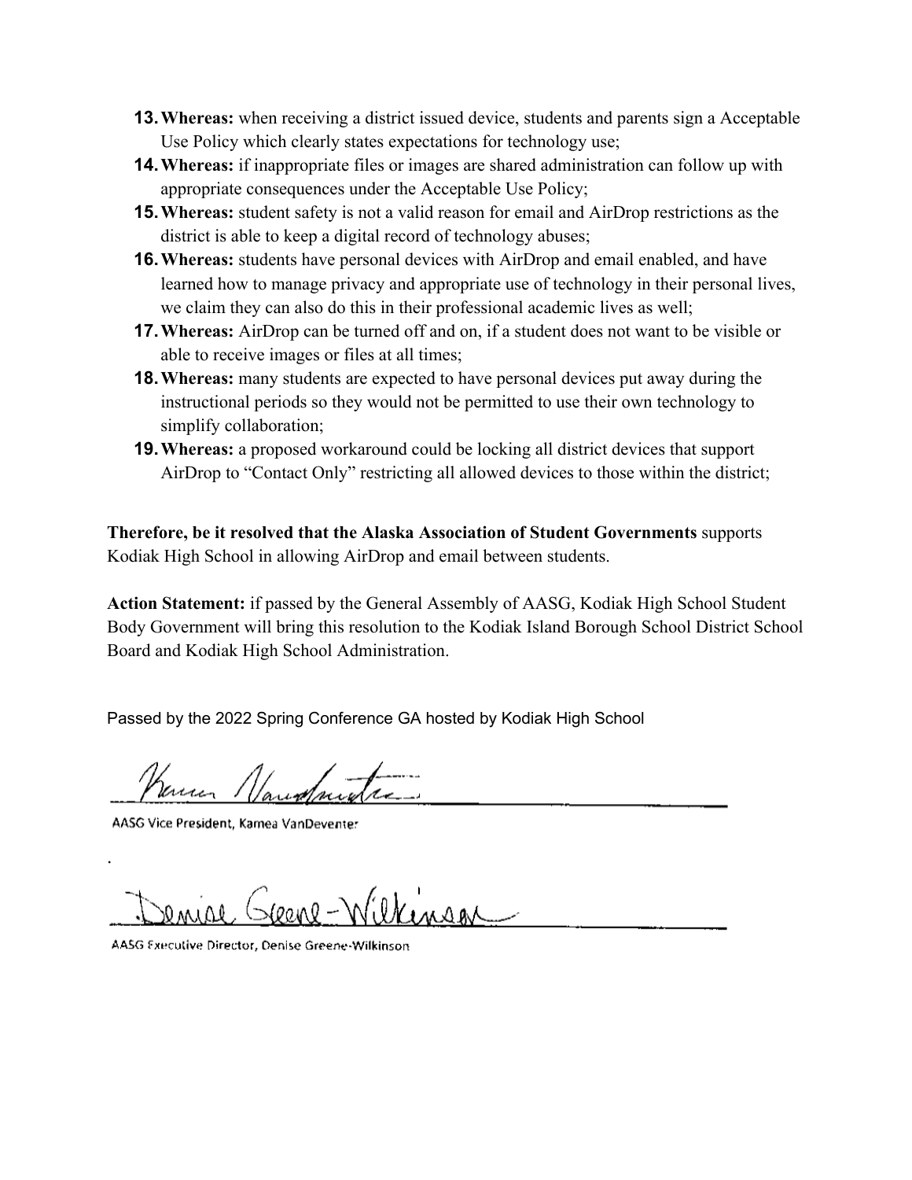13. **Whereas:** when receiving a district issued device, students and parents sign a Acceptable Use Policy which clearly states expectations for technology use;
14. **Whereas:** if inappropriate files or images are shared administration can follow up with appropriate consequences under the Acceptable Use Policy;
15. **Whereas:** student safety is not a valid reason for email and AirDrop restrictions as the district is able to keep a digital record of technology abuses;
16. **Whereas:** students have personal devices with AirDrop and email enabled, and have learned how to manage privacy and appropriate use of technology in their personal lives, we claim they can also do this in their professional academic lives as well;
17. **Whereas:** AirDrop can be turned off and on, if a student does not want to be visible or able to receive images or files at all times;
18. **Whereas:** many students are expected to have personal devices put away during the instructional periods so they would not be permitted to use their own technology to simplify collaboration;
19. **Whereas:** a proposed workaround could be locking all district devices that support AirDrop to "Contact Only" restricting all allowed devices to those within the district;

**Therefore, be it resolved that the Alaska Association of Student Governments** supports Kodiak High School in allowing AirDrop and email between students.

**Action Statement:** if passed by the General Assembly of AASG, Kodiak High School Student Body Government will bring this resolution to the Kodiak Island Borough School District School Board and Kodiak High School Administration.

Passed by the 2022 Spring Conference GA hosted by Kodiak High School

Kamea VanDeventer

AASG Vice President, Kamea VanDeventer

Denise Greene-Wilkinson

AASG Executive Director, Denise Greene-Wilkinson